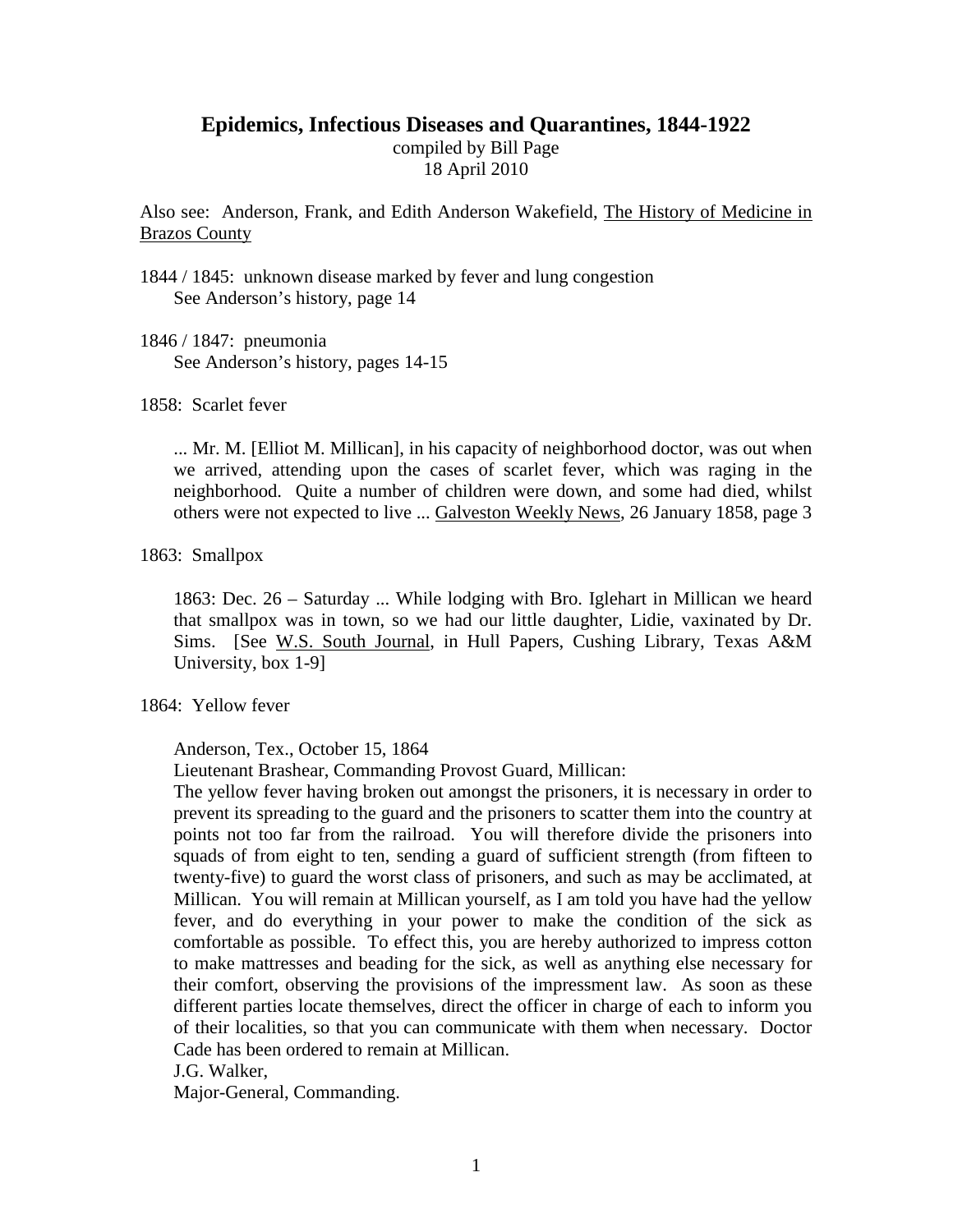# Epidemics, Infectious Diseases and Quarantines, 1844-1922

compiled by Bill Page
18 April 2010

Also see: Anderson, Frank, and Edith Anderson Wakefield, The History of Medicine in Brazos County

1844 / 1845: unknown disease marked by fever and lung congestion
See Anderson's history, page 14

1846 / 1847: pneumonia
See Anderson's history, pages 14-15

1858: Scarlet fever

> ... Mr. M. [Elliot M. Millican], in his capacity of neighborhood doctor, was out when we arrived, attending upon the cases of scarlet fever, which was raging in the neighborhood. Quite a number of children were down, and some had died, whilst others were not expected to live ... Galveston Weekly News, 26 January 1858, page 3

1863: Smallpox

> 1863: Dec. 26 – Saturday ... While lodging with Bro. Iglehart in Millican we heard that smallpox was in town, so we had our little daughter, Lidie, vaxinated by Dr. Sims. [See W.S. South Journal, in Hull Papers, Cushing Library, Texas A&M University, box 1-9]

1864: Yellow fever

> Anderson, Tex., October 15, 1864
>
> Lieutenant Brashear, Commanding Provost Guard, Millican:
>
> The yellow fever having broken out amongst the prisoners, it is necessary in order to prevent its spreading to the guard and the prisoners to scatter them into the country at points not too far from the railroad. You will therefore divide the prisoners into squads of from eight to ten, sending a guard of sufficient strength (from fifteen to twenty-five) to guard the worst class of prisoners, and such as may be acclimated, at Millican. You will remain at Millican yourself, as I am told you have had the yellow fever, and do everything in your power to make the condition of the sick as comfortable as possible. To effect this, you are hereby authorized to impress cotton to make mattresses and beading for the sick, as well as anything else necessary for their comfort, observing the provisions of the impressment law. As soon as these different parties locate themselves, direct the officer in charge of each to inform you of their localities, so that you can communicate with them when necessary. Doctor Cade has been ordered to remain at Millican.
>
> J.G. Walker,
>
> Major-General, Commanding.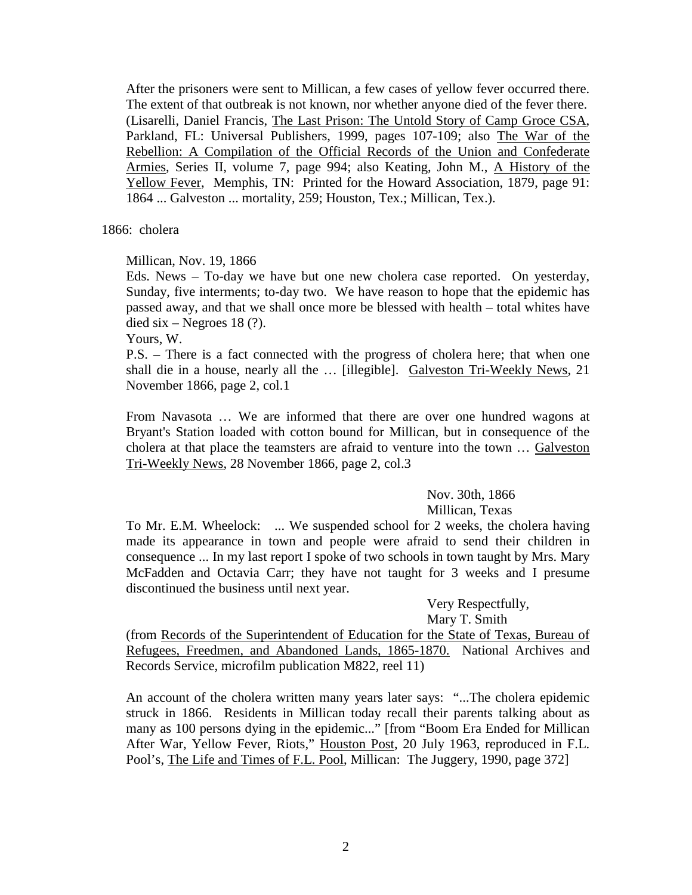After the prisoners were sent to Millican, a few cases of yellow fever occurred there. The extent of that outbreak is not known, nor whether anyone died of the fever there. (Lisarelli, Daniel Francis, The Last Prison: The Untold Story of Camp Groce CSA, Parkland, FL: Universal Publishers, 1999, pages 107-109; also The War of the Rebellion: A Compilation of the Official Records of the Union and Confederate Armies, Series II, volume 7, page 994; also Keating, John M., A History of the Yellow Fever, Memphis, TN: Printed for the Howard Association, 1879, page 91: 1864 ... Galveston ... mortality, 259; Houston, Tex.; Millican, Tex.).

1866: cholera

Millican, Nov. 19, 1866

Eds. News – To-day we have but one new cholera case reported. On yesterday, Sunday, five interments; to-day two. We have reason to hope that the epidemic has passed away, and that we shall once more be blessed with health – total whites have died six – Negroes 18 (?).

Yours, W.

P.S. – There is a fact connected with the progress of cholera here; that when one shall die in a house, nearly all the … [illegible]. Galveston Tri-Weekly News, 21 November 1866, page 2, col.1

From Navasota … We are informed that there are over one hundred wagons at Bryant's Station loaded with cotton bound for Millican, but in consequence of the cholera at that place the teamsters are afraid to venture into the town … Galveston Tri-Weekly News, 28 November 1866, page 2, col.3

Nov. 30th, 1866
Millican, Texas

To Mr. E.M. Wheelock: ... We suspended school for 2 weeks, the cholera having made its appearance in town and people were afraid to send their children in consequence ... In my last report I spoke of two schools in town taught by Mrs. Mary McFadden and Octavia Carr; they have not taught for 3 weeks and I presume discontinued the business until next year.

Very Respectfully,
Mary T. Smith

(from Records of the Superintendent of Education for the State of Texas, Bureau of Refugees, Freedmen, and Abandoned Lands, 1865-1870. National Archives and Records Service, microfilm publication M822, reel 11)

An account of the cholera written many years later says: "...The cholera epidemic struck in 1866. Residents in Millican today recall their parents talking about as many as 100 persons dying in the epidemic..." [from "Boom Era Ended for Millican After War, Yellow Fever, Riots," Houston Post, 20 July 1963, reproduced in F.L. Pool's, The Life and Times of F.L. Pool, Millican: The Juggery, 1990, page 372]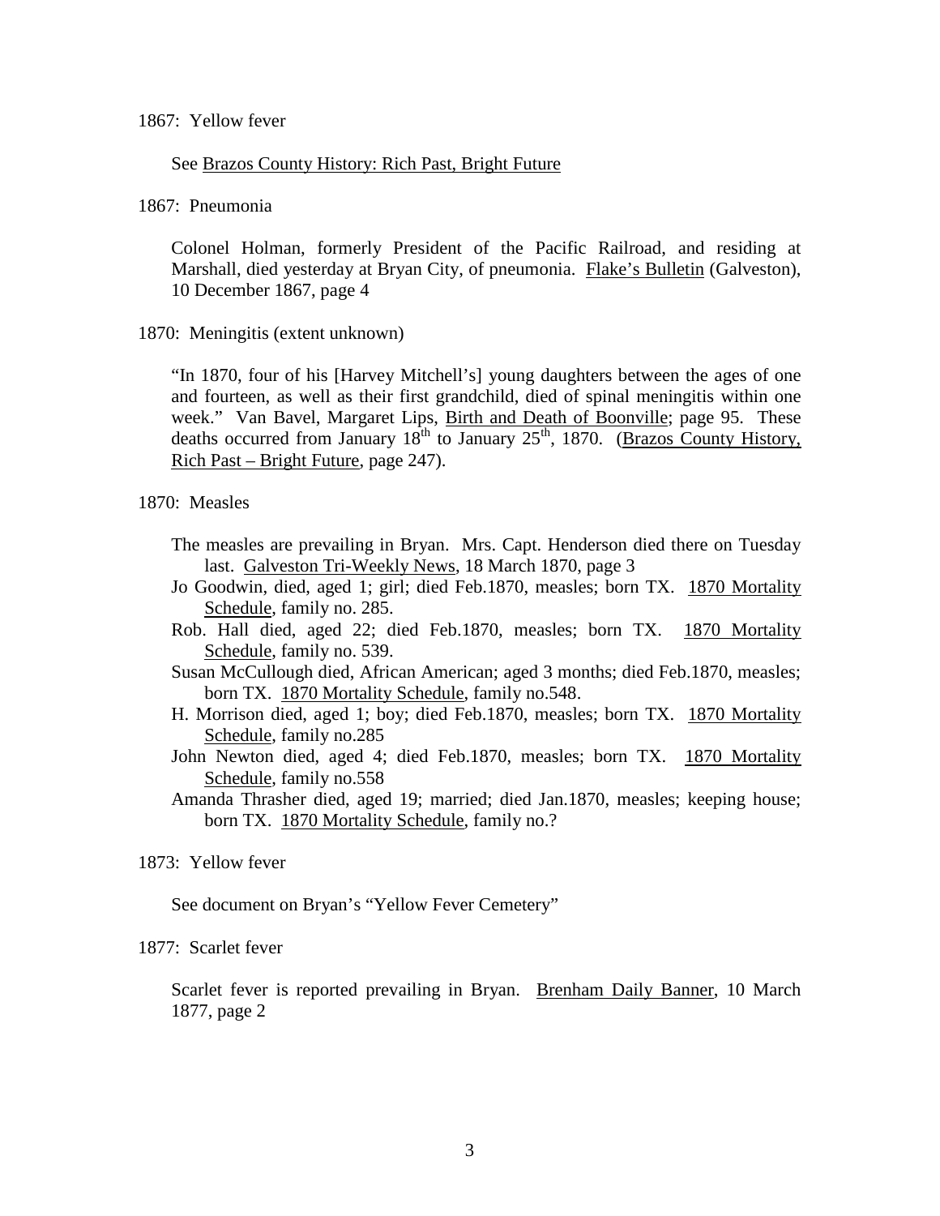1867: Yellow fever

See Brazos County History: Rich Past, Bright Future

1867: Pneumonia

Colonel Holman, formerly President of the Pacific Railroad, and residing at Marshall, died yesterday at Bryan City, of pneumonia. Flake's Bulletin (Galveston), 10 December 1867, page 4

1870: Meningitis (extent unknown)

"In 1870, four of his [Harvey Mitchell's] young daughters between the ages of one and fourteen, as well as their first grandchild, died of spinal meningitis within one week." Van Bavel, Margaret Lips, Birth and Death of Boonville; page 95. These deaths occurred from January 18th to January 25th, 1870. (Brazos County History, Rich Past – Bright Future, page 247).

1870: Measles

The measles are prevailing in Bryan. Mrs. Capt. Henderson died there on Tuesday last. Galveston Tri-Weekly News, 18 March 1870, page 3

Jo Goodwin, died, aged 1; girl; died Feb.1870, measles; born TX. 1870 Mortality Schedule, family no. 285.

Rob. Hall died, aged 22; died Feb.1870, measles; born TX. 1870 Mortality Schedule, family no. 539.

Susan McCullough died, African American; aged 3 months; died Feb.1870, measles; born TX. 1870 Mortality Schedule, family no.548.

H. Morrison died, aged 1; boy; died Feb.1870, measles; born TX. 1870 Mortality Schedule, family no.285

John Newton died, aged 4; died Feb.1870, measles; born TX. 1870 Mortality Schedule, family no.558

Amanda Thrasher died, aged 19; married; died Jan.1870, measles; keeping house; born TX. 1870 Mortality Schedule, family no.?

1873: Yellow fever

See document on Bryan's "Yellow Fever Cemetery"

1877: Scarlet fever

Scarlet fever is reported prevailing in Bryan. Brenham Daily Banner, 10 March 1877, page 2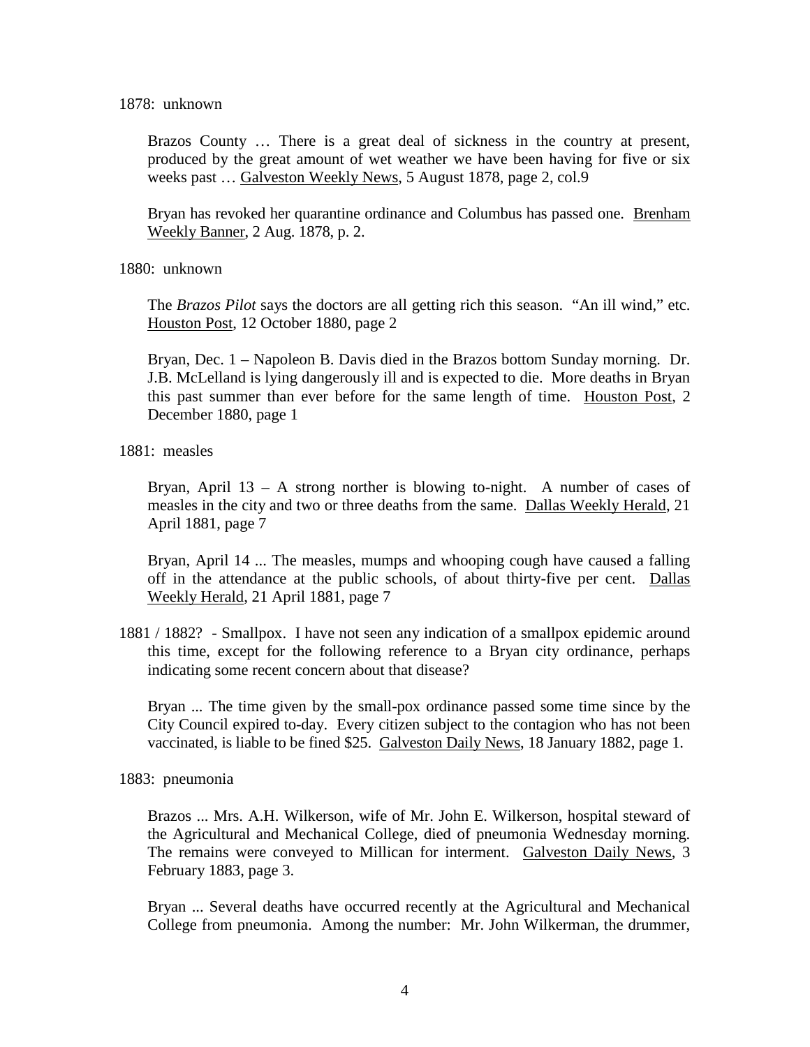1878: unknown

Brazos County … There is a great deal of sickness in the country at present, produced by the great amount of wet weather we have been having for five or six weeks past … Galveston Weekly News, 5 August 1878, page 2, col.9

Bryan has revoked her quarantine ordinance and Columbus has passed one. Brenham Weekly Banner, 2 Aug. 1878, p. 2.

1880: unknown

The *Brazos Pilot* says the doctors are all getting rich this season. "An ill wind," etc. Houston Post, 12 October 1880, page 2

Bryan, Dec. 1 – Napoleon B. Davis died in the Brazos bottom Sunday morning. Dr. J.B. McLelland is lying dangerously ill and is expected to die. More deaths in Bryan this past summer than ever before for the same length of time. Houston Post, 2 December 1880, page 1

1881: measles

Bryan, April 13 – A strong norther is blowing to-night. A number of cases of measles in the city and two or three deaths from the same. Dallas Weekly Herald, 21 April 1881, page 7

Bryan, April 14 ... The measles, mumps and whooping cough have caused a falling off in the attendance at the public schools, of about thirty-five per cent. Dallas Weekly Herald, 21 April 1881, page 7

1881 / 1882? - Smallpox. I have not seen any indication of a smallpox epidemic around this time, except for the following reference to a Bryan city ordinance, perhaps indicating some recent concern about that disease?

Bryan ... The time given by the small-pox ordinance passed some time since by the City Council expired to-day. Every citizen subject to the contagion who has not been vaccinated, is liable to be fined $25. Galveston Daily News, 18 January 1882, page 1.

1883: pneumonia

Brazos ... Mrs. A.H. Wilkerson, wife of Mr. John E. Wilkerson, hospital steward of the Agricultural and Mechanical College, died of pneumonia Wednesday morning. The remains were conveyed to Millican for interment. Galveston Daily News, 3 February 1883, page 3.

Bryan ... Several deaths have occurred recently at the Agricultural and Mechanical College from pneumonia. Among the number: Mr. John Wilkerman, the drummer,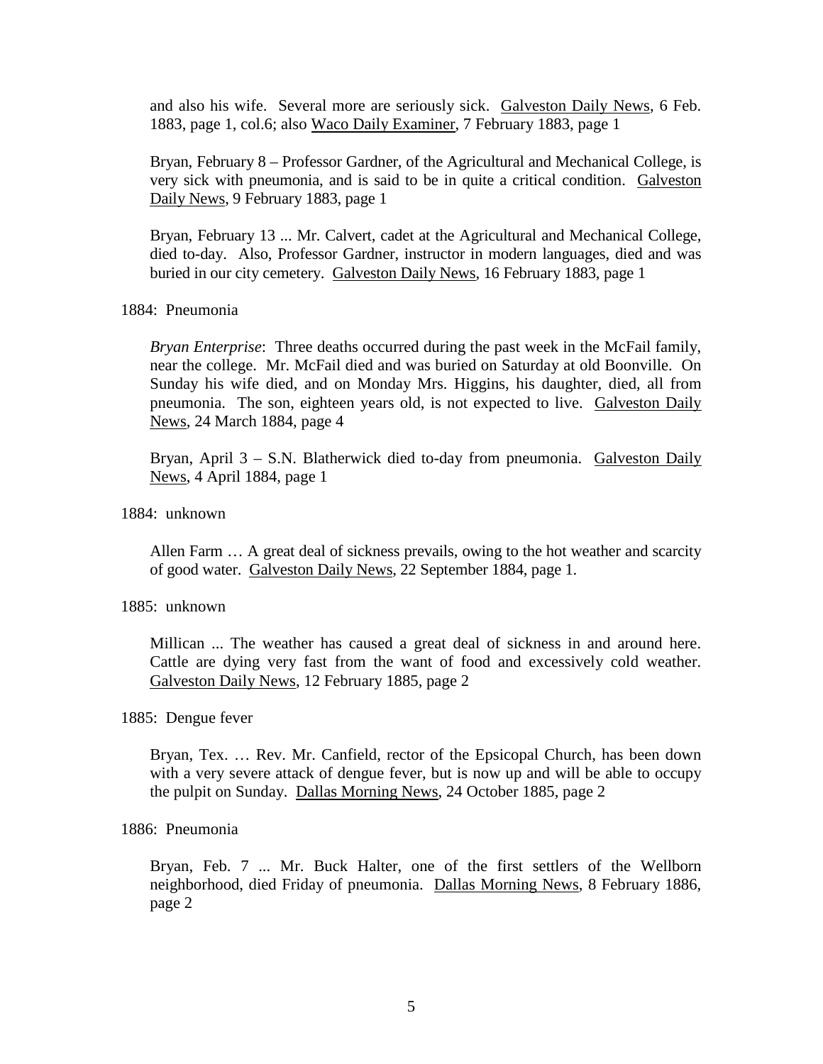and also his wife. Several more are seriously sick. Galveston Daily News, 6 Feb. 1883, page 1, col.6; also Waco Daily Examiner, 7 February 1883, page 1

Bryan, February 8 – Professor Gardner, of the Agricultural and Mechanical College, is very sick with pneumonia, and is said to be in quite a critical condition. Galveston Daily News, 9 February 1883, page 1

Bryan, February 13 ... Mr. Calvert, cadet at the Agricultural and Mechanical College, died to-day. Also, Professor Gardner, instructor in modern languages, died and was buried in our city cemetery. Galveston Daily News, 16 February 1883, page 1

1884: Pneumonia

*Bryan Enterprise*: Three deaths occurred during the past week in the McFail family, near the college. Mr. McFail died and was buried on Saturday at old Boonville. On Sunday his wife died, and on Monday Mrs. Higgins, his daughter, died, all from pneumonia. The son, eighteen years old, is not expected to live. Galveston Daily News, 24 March 1884, page 4

Bryan, April 3 – S.N. Blatherwick died to-day from pneumonia. Galveston Daily News, 4 April 1884, page 1

1884: unknown

Allen Farm … A great deal of sickness prevails, owing to the hot weather and scarcity of good water. Galveston Daily News, 22 September 1884, page 1.

1885: unknown

Millican ... The weather has caused a great deal of sickness in and around here. Cattle are dying very fast from the want of food and excessively cold weather. Galveston Daily News, 12 February 1885, page 2

1885: Dengue fever

Bryan, Tex. … Rev. Mr. Canfield, rector of the Epsicopal Church, has been down with a very severe attack of dengue fever, but is now up and will be able to occupy the pulpit on Sunday. Dallas Morning News, 24 October 1885, page 2

1886: Pneumonia

Bryan, Feb. 7 ... Mr. Buck Halter, one of the first settlers of the Wellborn neighborhood, died Friday of pneumonia. Dallas Morning News, 8 February 1886, page 2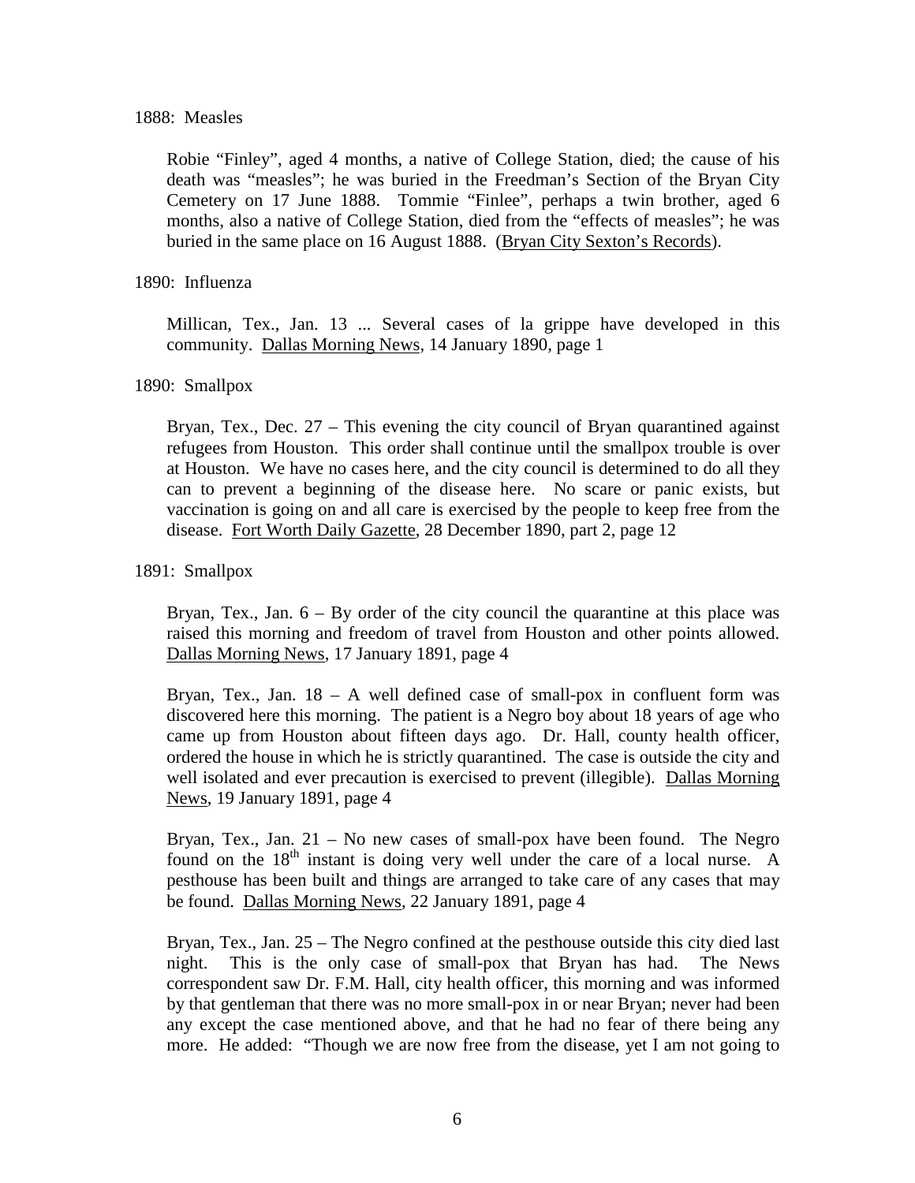1888: Measles

Robie "Finley", aged 4 months, a native of College Station, died; the cause of his death was "measles"; he was buried in the Freedman's Section of the Bryan City Cemetery on 17 June 1888. Tommie "Finlee", perhaps a twin brother, aged 6 months, also a native of College Station, died from the "effects of measles"; he was buried in the same place on 16 August 1888. (Bryan City Sexton's Records).

1890: Influenza

Millican, Tex., Jan. 13 ... Several cases of la grippe have developed in this community. Dallas Morning News, 14 January 1890, page 1

1890: Smallpox

Bryan, Tex., Dec. 27 – This evening the city council of Bryan quarantined against refugees from Houston. This order shall continue until the smallpox trouble is over at Houston. We have no cases here, and the city council is determined to do all they can to prevent a beginning of the disease here. No scare or panic exists, but vaccination is going on and all care is exercised by the people to keep free from the disease. Fort Worth Daily Gazette, 28 December 1890, part 2, page 12

1891: Smallpox

Bryan, Tex., Jan. 6 – By order of the city council the quarantine at this place was raised this morning and freedom of travel from Houston and other points allowed. Dallas Morning News, 17 January 1891, page 4

Bryan, Tex., Jan. 18 – A well defined case of small-pox in confluent form was discovered here this morning. The patient is a Negro boy about 18 years of age who came up from Houston about fifteen days ago. Dr. Hall, county health officer, ordered the house in which he is strictly quarantined. The case is outside the city and well isolated and ever precaution is exercised to prevent (illegible). Dallas Morning News, 19 January 1891, page 4

Bryan, Tex., Jan. 21 – No new cases of small-pox have been found. The Negro found on the 18th instant is doing very well under the care of a local nurse. A pesthouse has been built and things are arranged to take care of any cases that may be found. Dallas Morning News, 22 January 1891, page 4

Bryan, Tex., Jan. 25 – The Negro confined at the pesthouse outside this city died last night. This is the only case of small-pox that Bryan has had. The News correspondent saw Dr. F.M. Hall, city health officer, this morning and was informed by that gentleman that there was no more small-pox in or near Bryan; never had been any except the case mentioned above, and that he had no fear of there being any more. He added: "Though we are now free from the disease, yet I am not going to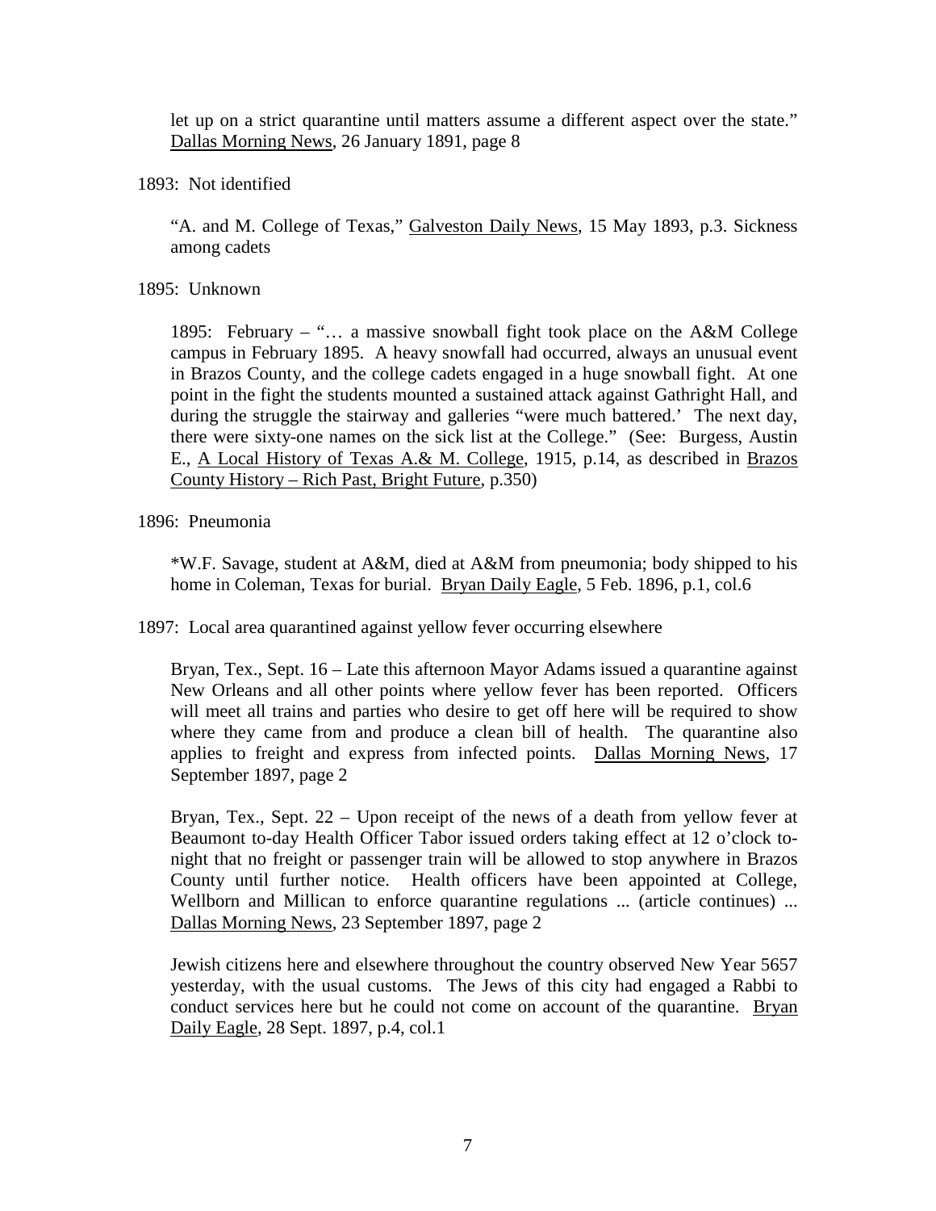let up on a strict quarantine until matters assume a different aspect over the state." Dallas Morning News, 26 January 1891, page 8

1893: Not identified

"A. and M. College of Texas," Galveston Daily News, 15 May 1893, p.3. Sickness among cadets

1895: Unknown

1895: February – "… a massive snowball fight took place on the A&M College campus in February 1895. A heavy snowfall had occurred, always an unusual event in Brazos County, and the college cadets engaged in a huge snowball fight. At one point in the fight the students mounted a sustained attack against Gathright Hall, and during the struggle the stairway and galleries "were much battered.' The next day, there were sixty-one names on the sick list at the College." (See: Burgess, Austin E., A Local History of Texas A.& M. College, 1915, p.14, as described in Brazos County History – Rich Past, Bright Future, p.350)

1896: Pneumonia

*W.F. Savage, student at A&M, died at A&M from pneumonia; body shipped to his home in Coleman, Texas for burial. Bryan Daily Eagle, 5 Feb. 1896, p.1, col.6

1897: Local area quarantined against yellow fever occurring elsewhere

Bryan, Tex., Sept. 16 – Late this afternoon Mayor Adams issued a quarantine against New Orleans and all other points where yellow fever has been reported. Officers will meet all trains and parties who desire to get off here will be required to show where they came from and produce a clean bill of health. The quarantine also applies to freight and express from infected points. Dallas Morning News, 17 September 1897, page 2

Bryan, Tex., Sept. 22 – Upon receipt of the news of a death from yellow fever at Beaumont to-day Health Officer Tabor issued orders taking effect at 12 o'clock to-night that no freight or passenger train will be allowed to stop anywhere in Brazos County until further notice. Health officers have been appointed at College, Wellborn and Millican to enforce quarantine regulations ... (article continues) ... Dallas Morning News, 23 September 1897, page 2

Jewish citizens here and elsewhere throughout the country observed New Year 5657 yesterday, with the usual customs. The Jews of this city had engaged a Rabbi to conduct services here but he could not come on account of the quarantine. Bryan Daily Eagle, 28 Sept. 1897, p.4, col.1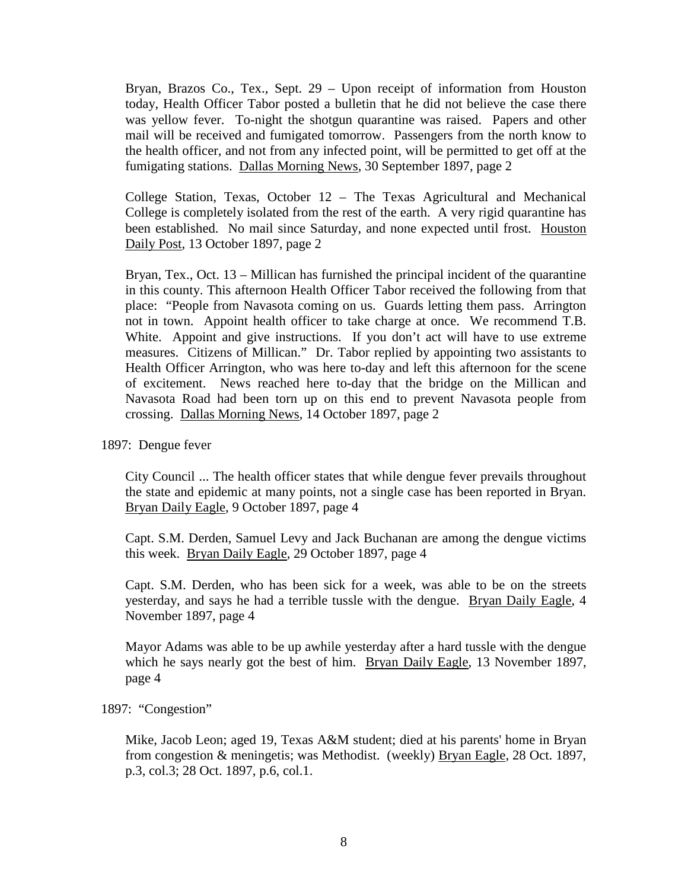Bryan, Brazos Co., Tex., Sept. 29 – Upon receipt of information from Houston today, Health Officer Tabor posted a bulletin that he did not believe the case there was yellow fever. To-night the shotgun quarantine was raised. Papers and other mail will be received and fumigated tomorrow. Passengers from the north know to the health officer, and not from any infected point, will be permitted to get off at the fumigating stations. Dallas Morning News, 30 September 1897, page 2

College Station, Texas, October 12 – The Texas Agricultural and Mechanical College is completely isolated from the rest of the earth. A very rigid quarantine has been established. No mail since Saturday, and none expected until frost. Houston Daily Post, 13 October 1897, page 2

Bryan, Tex., Oct. 13 – Millican has furnished the principal incident of the quarantine in this county. This afternoon Health Officer Tabor received the following from that place: "People from Navasota coming on us. Guards letting them pass. Arrington not in town. Appoint health officer to take charge at once. We recommend T.B. White. Appoint and give instructions. If you don't act will have to use extreme measures. Citizens of Millican." Dr. Tabor replied by appointing two assistants to Health Officer Arrington, who was here to-day and left this afternoon for the scene of excitement. News reached here to-day that the bridge on the Millican and Navasota Road had been torn up on this end to prevent Navasota people from crossing. Dallas Morning News, 14 October 1897, page 2

1897: Dengue fever

City Council ... The health officer states that while dengue fever prevails throughout the state and epidemic at many points, not a single case has been reported in Bryan. Bryan Daily Eagle, 9 October 1897, page 4

Capt. S.M. Derden, Samuel Levy and Jack Buchanan are among the dengue victims this week. Bryan Daily Eagle, 29 October 1897, page 4

Capt. S.M. Derden, who has been sick for a week, was able to be on the streets yesterday, and says he had a terrible tussle with the dengue. Bryan Daily Eagle, 4 November 1897, page 4

Mayor Adams was able to be up awhile yesterday after a hard tussle with the dengue which he says nearly got the best of him. Bryan Daily Eagle, 13 November 1897, page 4

1897: "Congestion"

Mike, Jacob Leon; aged 19, Texas A&M student; died at his parents' home in Bryan from congestion & meningetis; was Methodist. (weekly) Bryan Eagle, 28 Oct. 1897, p.3, col.3; 28 Oct. 1897, p.6, col.1.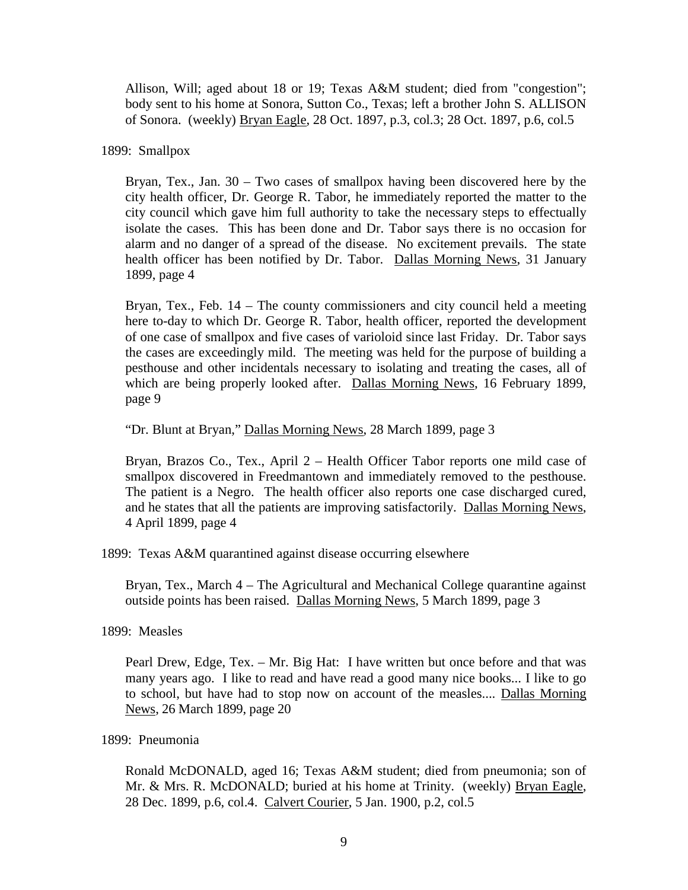Allison, Will; aged about 18 or 19; Texas A&M student; died from "congestion"; body sent to his home at Sonora, Sutton Co., Texas; left a brother John S. ALLISON of Sonora. (weekly) Bryan Eagle, 28 Oct. 1897, p.3, col.3; 28 Oct. 1897, p.6, col.5

1899: Smallpox

Bryan, Tex., Jan. 30 – Two cases of smallpox having been discovered here by the city health officer, Dr. George R. Tabor, he immediately reported the matter to the city council which gave him full authority to take the necessary steps to effectually isolate the cases. This has been done and Dr. Tabor says there is no occasion for alarm and no danger of a spread of the disease. No excitement prevails. The state health officer has been notified by Dr. Tabor. Dallas Morning News, 31 January 1899, page 4

Bryan, Tex., Feb. 14 – The county commissioners and city council held a meeting here to-day to which Dr. George R. Tabor, health officer, reported the development of one case of smallpox and five cases of varioloid since last Friday. Dr. Tabor says the cases are exceedingly mild. The meeting was held for the purpose of building a pesthouse and other incidentals necessary to isolating and treating the cases, all of which are being properly looked after. Dallas Morning News, 16 February 1899, page 9

"Dr. Blunt at Bryan," Dallas Morning News, 28 March 1899, page 3

Bryan, Brazos Co., Tex., April 2 – Health Officer Tabor reports one mild case of smallpox discovered in Freedmantown and immediately removed to the pesthouse. The patient is a Negro. The health officer also reports one case discharged cured, and he states that all the patients are improving satisfactorily. Dallas Morning News, 4 April 1899, page 4

1899: Texas A&M quarantined against disease occurring elsewhere

Bryan, Tex., March 4 – The Agricultural and Mechanical College quarantine against outside points has been raised. Dallas Morning News, 5 March 1899, page 3

1899: Measles

Pearl Drew, Edge, Tex. – Mr. Big Hat: I have written but once before and that was many years ago. I like to read and have read a good many nice books... I like to go to school, but have had to stop now on account of the measles.... Dallas Morning News, 26 March 1899, page 20

1899: Pneumonia

Ronald McDONALD, aged 16; Texas A&M student; died from pneumonia; son of Mr. & Mrs. R. McDONALD; buried at his home at Trinity. (weekly) Bryan Eagle, 28 Dec. 1899, p.6, col.4. Calvert Courier, 5 Jan. 1900, p.2, col.5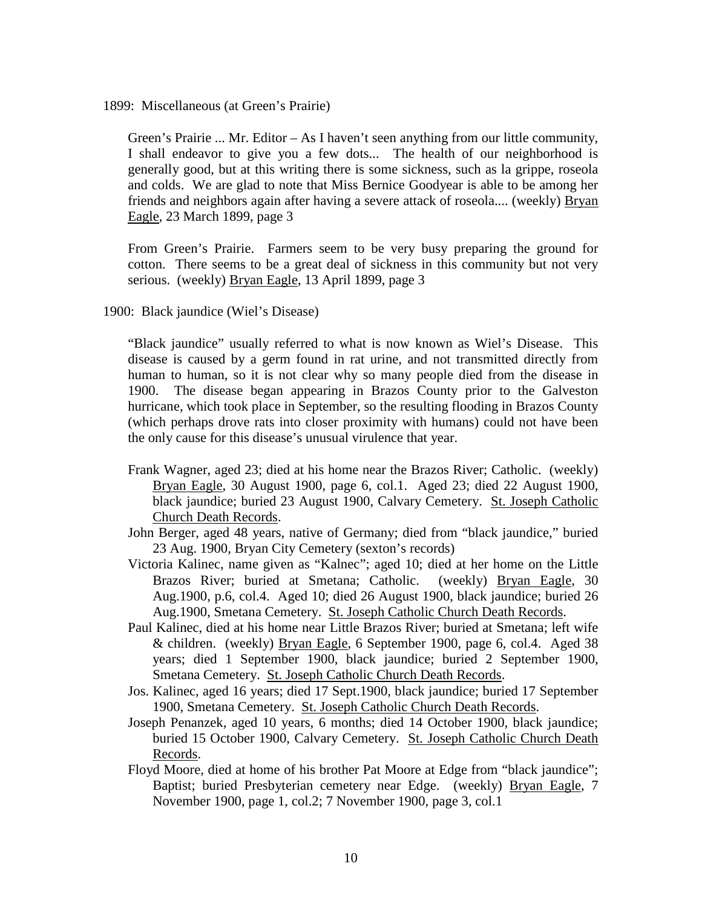1899: Miscellaneous (at Green's Prairie)

> Green's Prairie ... Mr. Editor – As I haven't seen anything from our little community, I shall endeavor to give you a few dots... The health of our neighborhood is generally good, but at this writing there is some sickness, such as la grippe, roseola and colds. We are glad to note that Miss Bernice Goodyear is able to be among her friends and neighbors again after having a severe attack of roseola.... (weekly) Bryan Eagle, 23 March 1899, page 3
>
> From Green's Prairie. Farmers seem to be very busy preparing the ground for cotton. There seems to be a great deal of sickness in this community but not very serious. (weekly) Bryan Eagle, 13 April 1899, page 3

1900: Black jaundice (Wiel's Disease)

> "Black jaundice" usually referred to what is now known as Wiel's Disease. This disease is caused by a germ found in rat urine, and not transmitted directly from human to human, so it is not clear why so many people died from the disease in 1900. The disease began appearing in Brazos County prior to the Galveston hurricane, which took place in September, so the resulting flooding in Brazos County (which perhaps drove rats into closer proximity with humans) could not have been the only cause for this disease's unusual virulence that year.

- Frank Wagner, aged 23; died at his home near the Brazos River; Catholic. (weekly) Bryan Eagle, 30 August 1900, page 6, col.1. Aged 23; died 22 August 1900, black jaundice; buried 23 August 1900, Calvary Cemetery. St. Joseph Catholic Church Death Records.
- John Berger, aged 48 years, native of Germany; died from "black jaundice," buried 23 Aug. 1900, Bryan City Cemetery (sexton's records)
- Victoria Kalinec, name given as "Kalnec"; aged 10; died at her home on the Little Brazos River; buried at Smetana; Catholic. (weekly) Bryan Eagle, 30 Aug.1900, p.6, col.4. Aged 10; died 26 August 1900, black jaundice; buried 26 Aug.1900, Smetana Cemetery. St. Joseph Catholic Church Death Records.
- Paul Kalinec, died at his home near Little Brazos River; buried at Smetana; left wife & children. (weekly) Bryan Eagle, 6 September 1900, page 6, col.4. Aged 38 years; died 1 September 1900, black jaundice; buried 2 September 1900, Smetana Cemetery. St. Joseph Catholic Church Death Records.
- Jos. Kalinec, aged 16 years; died 17 Sept.1900, black jaundice; buried 17 September 1900, Smetana Cemetery. St. Joseph Catholic Church Death Records.
- Joseph Penanzek, aged 10 years, 6 months; died 14 October 1900, black jaundice; buried 15 October 1900, Calvary Cemetery. St. Joseph Catholic Church Death Records.
- Floyd Moore, died at home of his brother Pat Moore at Edge from "black jaundice"; Baptist; buried Presbyterian cemetery near Edge. (weekly) Bryan Eagle, 7 November 1900, page 1, col.2; 7 November 1900, page 3, col.1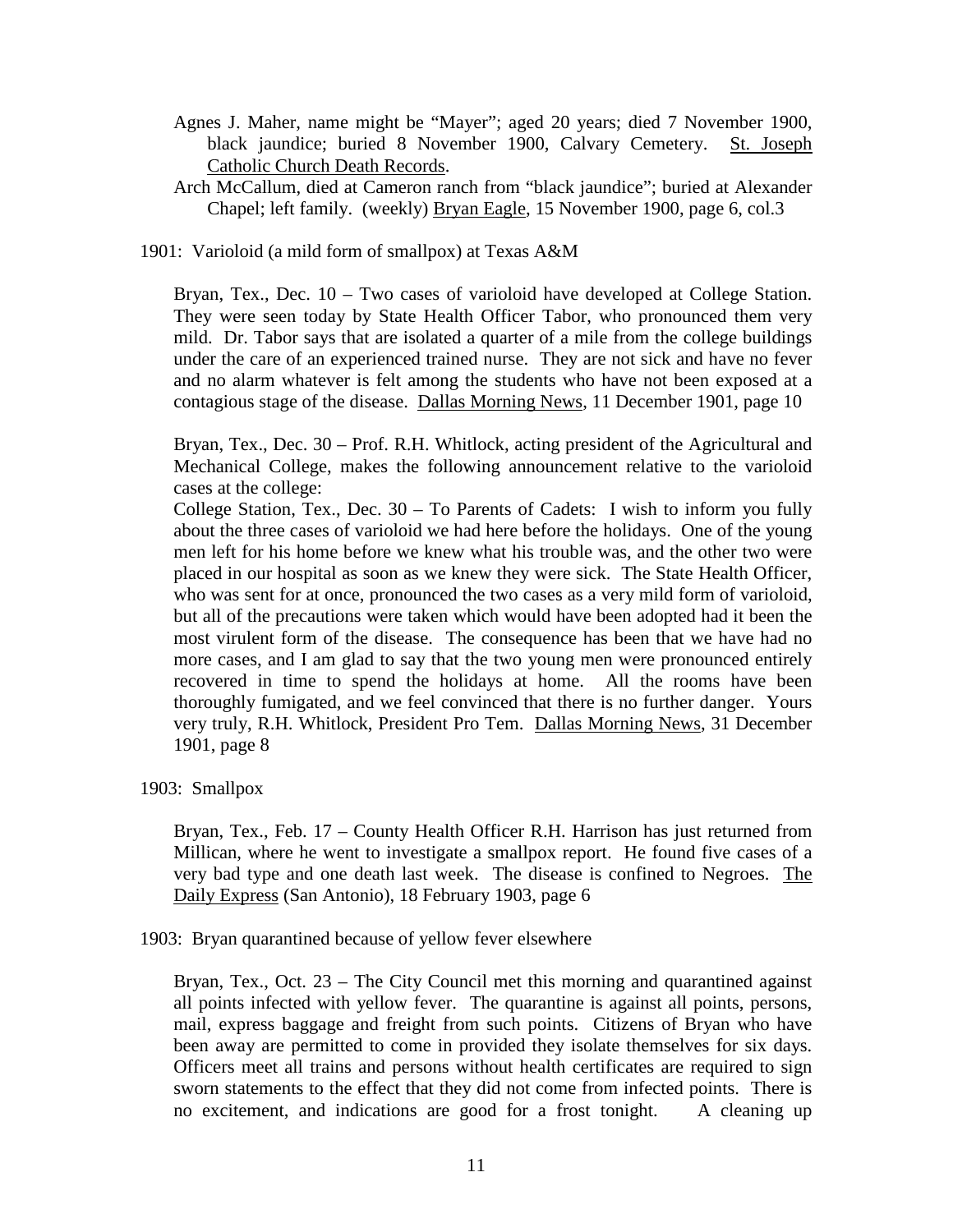Agnes J. Maher, name might be "Mayer"; aged 20 years; died 7 November 1900, black jaundice; buried 8 November 1900, Calvary Cemetery. St. Joseph Catholic Church Death Records.

Arch McCallum, died at Cameron ranch from "black jaundice"; buried at Alexander Chapel; left family. (weekly) Bryan Eagle, 15 November 1900, page 6, col.3

1901: Variolоid (a mild form of smallpox) at Texas A&M

Bryan, Tex., Dec. 10 – Two cases of varioloid have developed at College Station. They were seen today by State Health Officer Tabor, who pronounced them very mild. Dr. Tabor says that are isolated a quarter of a mile from the college buildings under the care of an experienced trained nurse. They are not sick and have no fever and no alarm whatever is felt among the students who have not been exposed at a contagious stage of the disease. Dallas Morning News, 11 December 1901, page 10

Bryan, Tex., Dec. 30 – Prof. R.H. Whitlock, acting president of the Agricultural and Mechanical College, makes the following announcement relative to the varioloid cases at the college:
College Station, Tex., Dec. 30 – To Parents of Cadets: I wish to inform you fully about the three cases of varioloid we had here before the holidays. One of the young men left for his home before we knew what his trouble was, and the other two were placed in our hospital as soon as we knew they were sick. The State Health Officer, who was sent for at once, pronounced the two cases as a very mild form of varioloid, but all of the precautions were taken which would have been adopted had it been the most virulent form of the disease. The consequence has been that we have had no more cases, and I am glad to say that the two young men were pronounced entirely recovered in time to spend the holidays at home. All the rooms have been thoroughly fumigated, and we feel convinced that there is no further danger. Yours very truly, R.H. Whitlock, President Pro Tem. Dallas Morning News, 31 December 1901, page 8

1903: Smallpox

Bryan, Tex., Feb. 17 – County Health Officer R.H. Harrison has just returned from Millican, where he went to investigate a smallpox report. He found five cases of a very bad type and one death last week. The disease is confined to Negroes. The Daily Express (San Antonio), 18 February 1903, page 6

1903: Bryan quarantined because of yellow fever elsewhere

Bryan, Tex., Oct. 23 – The City Council met this morning and quarantined against all points infected with yellow fever. The quarantine is against all points, persons, mail, express baggage and freight from such points. Citizens of Bryan who have been away are permitted to come in provided they isolate themselves for six days. Officers meet all trains and persons without health certificates are required to sign sworn statements to the effect that they did not come from infected points. There is no excitement, and indications are good for a frost tonight. A cleaning up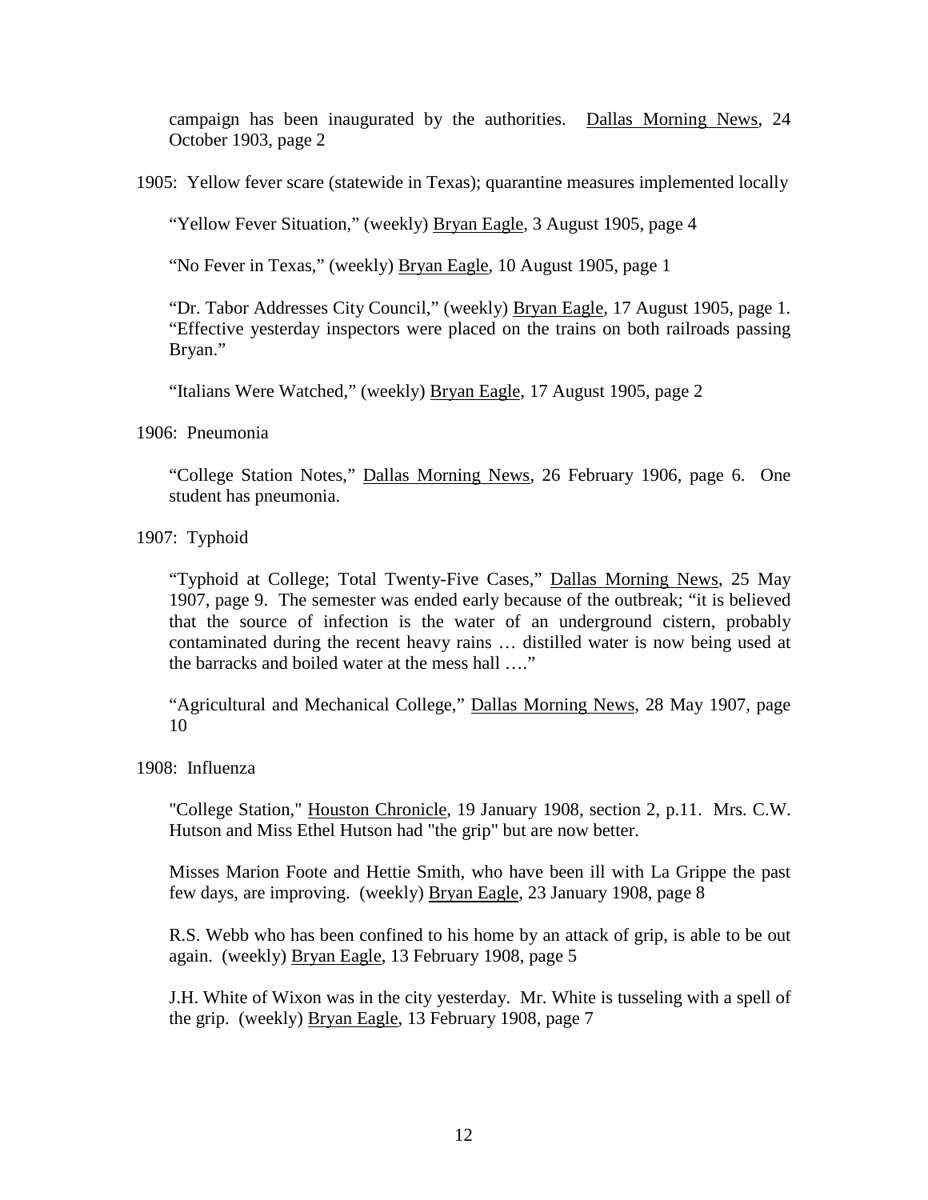campaign has been inaugurated by the authorities. Dallas Morning News, 24 October 1903, page 2

1905: Yellow fever scare (statewide in Texas); quarantine measures implemented locally

"Yellow Fever Situation," (weekly) Bryan Eagle, 3 August 1905, page 4

"No Fever in Texas," (weekly) Bryan Eagle, 10 August 1905, page 1

"Dr. Tabor Addresses City Council," (weekly) Bryan Eagle, 17 August 1905, page 1. "Effective yesterday inspectors were placed on the trains on both railroads passing Bryan."

"Italians Were Watched," (weekly) Bryan Eagle, 17 August 1905, page 2

1906: Pneumonia

"College Station Notes," Dallas Morning News, 26 February 1906, page 6. One student has pneumonia.

1907: Typhoid

"Typhoid at College; Total Twenty-Five Cases," Dallas Morning News, 25 May 1907, page 9. The semester was ended early because of the outbreak; "it is believed that the source of infection is the water of an underground cistern, probably contaminated during the recent heavy rains … distilled water is now being used at the barracks and boiled water at the mess hall …."

"Agricultural and Mechanical College," Dallas Morning News, 28 May 1907, page 10

1908: Influenza

"College Station," Houston Chronicle, 19 January 1908, section 2, p.11. Mrs. C.W. Hutson and Miss Ethel Hutson had "the grip" but are now better.

Misses Marion Foote and Hettie Smith, who have been ill with La Grippe the past few days, are improving. (weekly) Bryan Eagle, 23 January 1908, page 8

R.S. Webb who has been confined to his home by an attack of grip, is able to be out again. (weekly) Bryan Eagle, 13 February 1908, page 5

J.H. White of Wixon was in the city yesterday. Mr. White is tusseling with a spell of the grip. (weekly) Bryan Eagle, 13 February 1908, page 7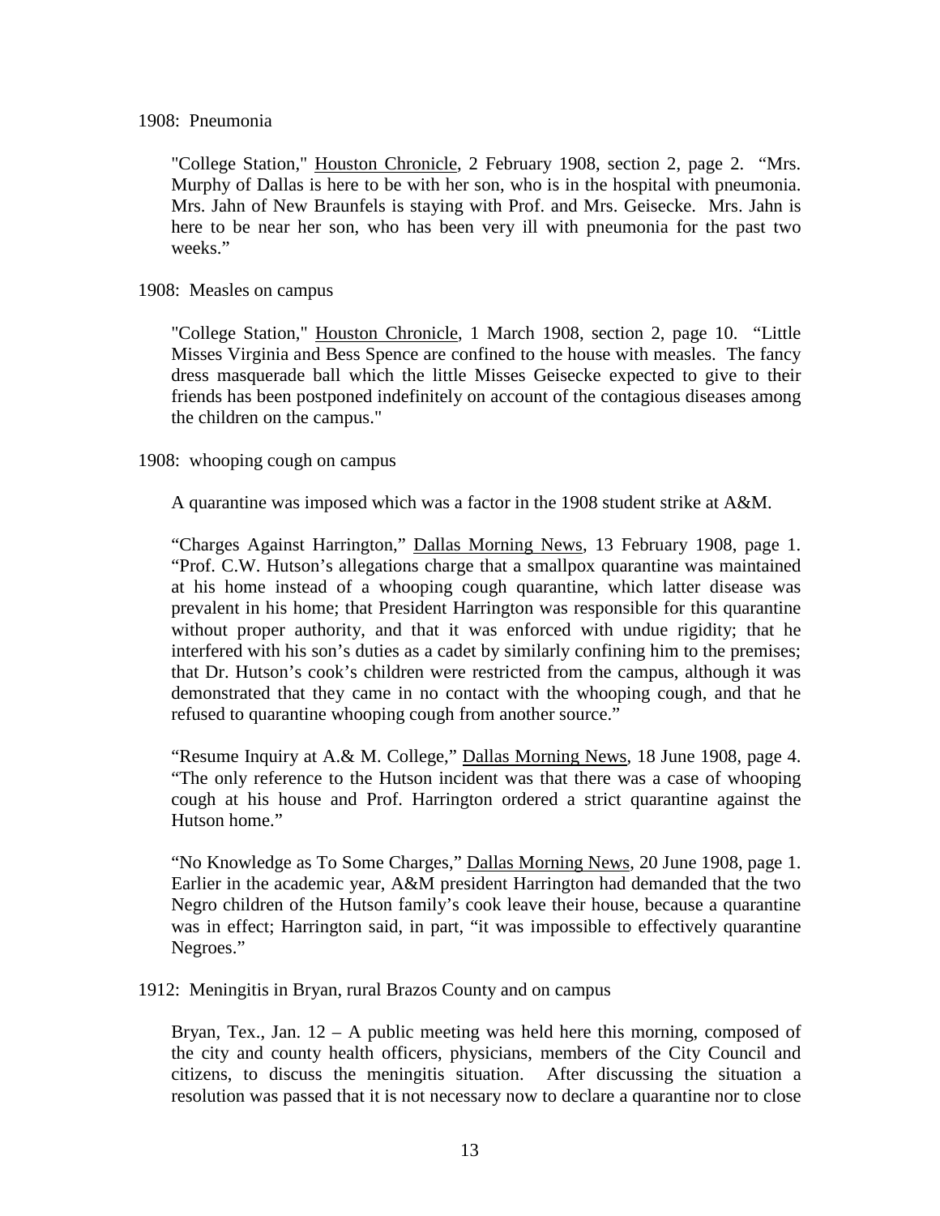1908: Pneumonia

"College Station," Houston Chronicle, 2 February 1908, section 2, page 2. "Mrs. Murphy of Dallas is here to be with her son, who is in the hospital with pneumonia. Mrs. Jahn of New Braunfels is staying with Prof. and Mrs. Geisecke. Mrs. Jahn is here to be near her son, who has been very ill with pneumonia for the past two weeks."

1908: Measles on campus

"College Station," Houston Chronicle, 1 March 1908, section 2, page 10. "Little Misses Virginia and Bess Spence are confined to the house with measles. The fancy dress masquerade ball which the little Misses Geisecke expected to give to their friends has been postponed indefinitely on account of the contagious diseases among the children on the campus."

1908: whooping cough on campus

A quarantine was imposed which was a factor in the 1908 student strike at A&M.

"Charges Against Harrington," Dallas Morning News, 13 February 1908, page 1. "Prof. C.W. Hutson's allegations charge that a smallpox quarantine was maintained at his home instead of a whooping cough quarantine, which latter disease was prevalent in his home; that President Harrington was responsible for this quarantine without proper authority, and that it was enforced with undue rigidity; that he interfered with his son's duties as a cadet by similarly confining him to the premises; that Dr. Hutson's cook's children were restricted from the campus, although it was demonstrated that they came in no contact with the whooping cough, and that he refused to quarantine whooping cough from another source."

"Resume Inquiry at A.& M. College," Dallas Morning News, 18 June 1908, page 4. "The only reference to the Hutson incident was that there was a case of whooping cough at his house and Prof. Harrington ordered a strict quarantine against the Hutson home."

"No Knowledge as To Some Charges," Dallas Morning News, 20 June 1908, page 1. Earlier in the academic year, A&M president Harrington had demanded that the two Negro children of the Hutson family's cook leave their house, because a quarantine was in effect; Harrington said, in part, "it was impossible to effectively quarantine Negroes."

1912: Meningitis in Bryan, rural Brazos County and on campus

Bryan, Tex., Jan. 12 – A public meeting was held here this morning, composed of the city and county health officers, physicians, members of the City Council and citizens, to discuss the meningitis situation. After discussing the situation a resolution was passed that it is not necessary now to declare a quarantine nor to close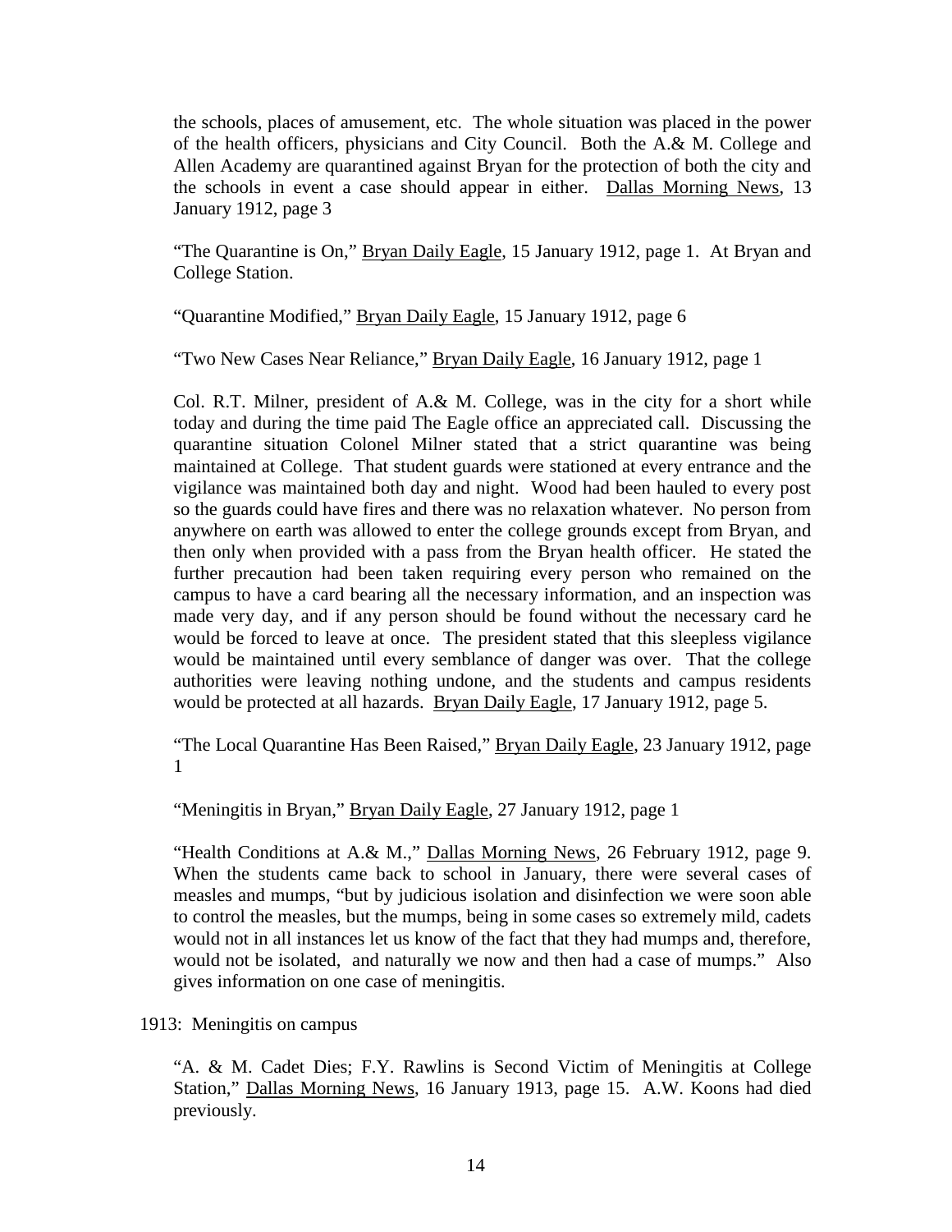the schools, places of amusement, etc. The whole situation was placed in the power of the health officers, physicians and City Council. Both the A.& M. College and Allen Academy are quarantined against Bryan for the protection of both the city and the schools in event a case should appear in either. Dallas Morning News, 13 January 1912, page 3

"The Quarantine is On," Bryan Daily Eagle, 15 January 1912, page 1. At Bryan and College Station.

"Quarantine Modified," Bryan Daily Eagle, 15 January 1912, page 6

"Two New Cases Near Reliance," Bryan Daily Eagle, 16 January 1912, page 1

Col. R.T. Milner, president of A.& M. College, was in the city for a short while today and during the time paid The Eagle office an appreciated call. Discussing the quarantine situation Colonel Milner stated that a strict quarantine was being maintained at College. That student guards were stationed at every entrance and the vigilance was maintained both day and night. Wood had been hauled to every post so the guards could have fires and there was no relaxation whatever. No person from anywhere on earth was allowed to enter the college grounds except from Bryan, and then only when provided with a pass from the Bryan health officer. He stated the further precaution had been taken requiring every person who remained on the campus to have a card bearing all the necessary information, and an inspection was made very day, and if any person should be found without the necessary card he would be forced to leave at once. The president stated that this sleepless vigilance would be maintained until every semblance of danger was over. That the college authorities were leaving nothing undone, and the students and campus residents would be protected at all hazards. Bryan Daily Eagle, 17 January 1912, page 5.

"The Local Quarantine Has Been Raised," Bryan Daily Eagle, 23 January 1912, page 1

"Meningitis in Bryan," Bryan Daily Eagle, 27 January 1912, page 1

"Health Conditions at A.& M.," Dallas Morning News, 26 February 1912, page 9. When the students came back to school in January, there were several cases of measles and mumps, "but by judicious isolation and disinfection we were soon able to control the measles, but the mumps, being in some cases so extremely mild, cadets would not in all instances let us know of the fact that they had mumps and, therefore, would not be isolated, and naturally we now and then had a case of mumps." Also gives information on one case of meningitis.

1913: Meningitis on campus

"A. & M. Cadet Dies; F.Y. Rawlins is Second Victim of Meningitis at College Station," Dallas Morning News, 16 January 1913, page 15. A.W. Koons had died previously.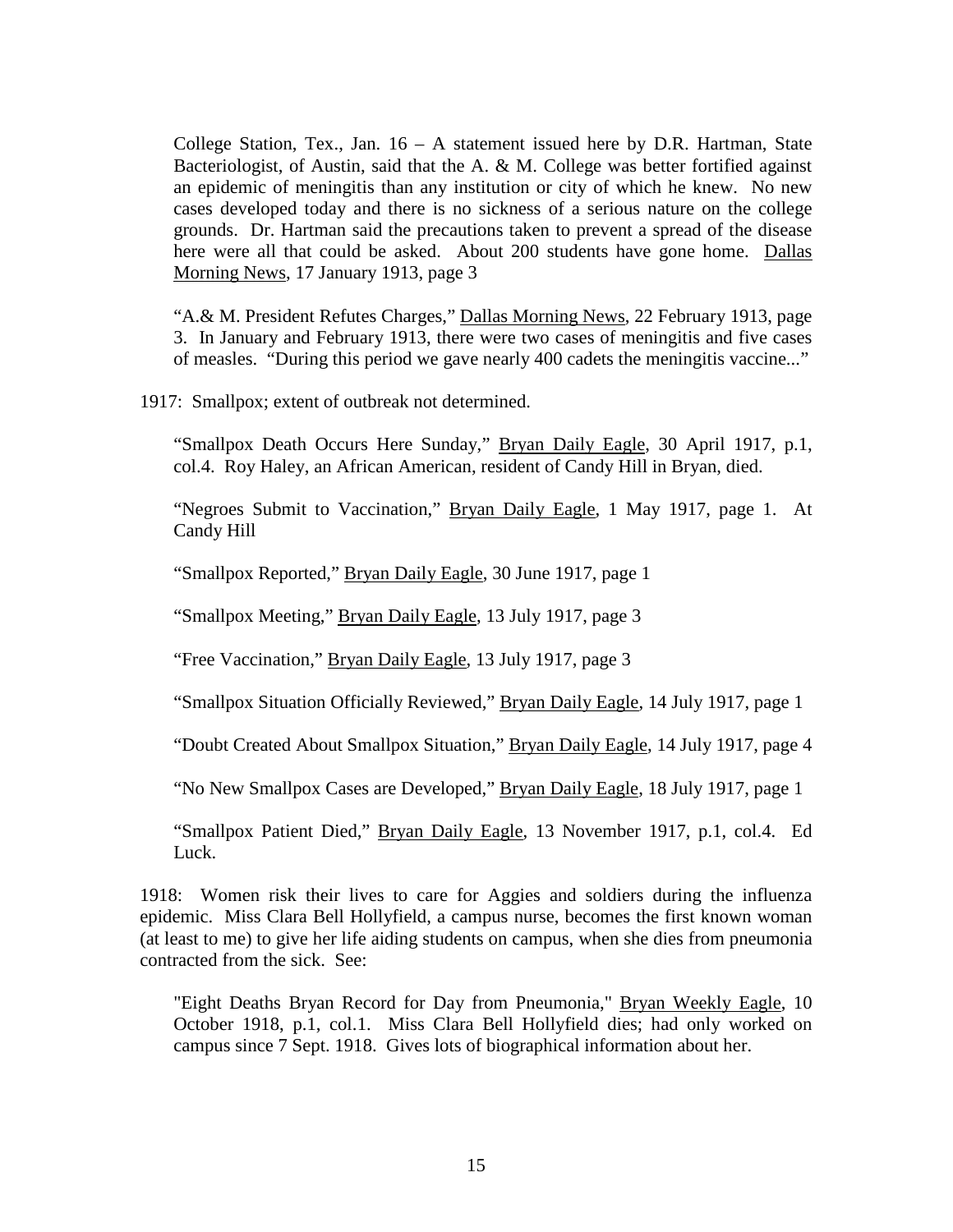College Station, Tex., Jan. 16 – A statement issued here by D.R. Hartman, State Bacteriologist, of Austin, said that the A. & M. College was better fortified against an epidemic of meningitis than any institution or city of which he knew. No new cases developed today and there is no sickness of a serious nature on the college grounds. Dr. Hartman said the precautions taken to prevent a spread of the disease here were all that could be asked. About 200 students have gone home. Dallas Morning News, 17 January 1913, page 3

"A.& M. President Refutes Charges," Dallas Morning News, 22 February 1913, page 3. In January and February 1913, there were two cases of meningitis and five cases of measles. "During this period we gave nearly 400 cadets the meningitis vaccine..."

1917: Smallpox; extent of outbreak not determined.

"Smallpox Death Occurs Here Sunday," Bryan Daily Eagle, 30 April 1917, p.1, col.4. Roy Haley, an African American, resident of Candy Hill in Bryan, died.

"Negroes Submit to Vaccination," Bryan Daily Eagle, 1 May 1917, page 1. At Candy Hill

"Smallpox Reported," Bryan Daily Eagle, 30 June 1917, page 1

"Smallpox Meeting," Bryan Daily Eagle, 13 July 1917, page 3

"Free Vaccination," Bryan Daily Eagle, 13 July 1917, page 3

"Smallpox Situation Officially Reviewed," Bryan Daily Eagle, 14 July 1917, page 1

"Doubt Created About Smallpox Situation," Bryan Daily Eagle, 14 July 1917, page 4

"No New Smallpox Cases are Developed," Bryan Daily Eagle, 18 July 1917, page 1

"Smallpox Patient Died," Bryan Daily Eagle, 13 November 1917, p.1, col.4. Ed Luck.

1918: Women risk their lives to care for Aggies and soldiers during the influenza epidemic. Miss Clara Bell Hollyfield, a campus nurse, becomes the first known woman (at least to me) to give her life aiding students on campus, when she dies from pneumonia contracted from the sick. See:

"Eight Deaths Bryan Record for Day from Pneumonia," Bryan Weekly Eagle, 10 October 1918, p.1, col.1. Miss Clara Bell Hollyfield dies; had only worked on campus since 7 Sept. 1918. Gives lots of biographical information about her.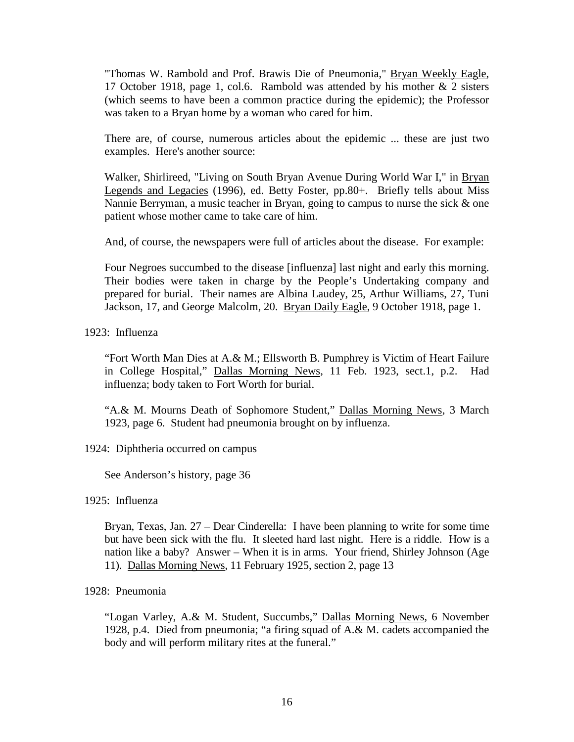"Thomas W. Rambold and Prof. Brawis Die of Pneumonia," Bryan Weekly Eagle, 17 October 1918, page 1, col.6. Rambold was attended by his mother & 2 sisters (which seems to have been a common practice during the epidemic); the Professor was taken to a Bryan home by a woman who cared for him.

There are, of course, numerous articles about the epidemic ... these are just two examples. Here's another source:

Walker, Shirlireed, "Living on South Bryan Avenue During World War I," in Bryan Legends and Legacies (1996), ed. Betty Foster, pp.80+. Briefly tells about Miss Nannie Berryman, a music teacher in Bryan, going to campus to nurse the sick & one patient whose mother came to take care of him.

And, of course, the newspapers were full of articles about the disease. For example:

Four Negroes succumbed to the disease [influenza] last night and early this morning. Their bodies were taken in charge by the People's Undertaking company and prepared for burial. Their names are Albina Laudey, 25, Arthur Williams, 27, Tuni Jackson, 17, and George Malcolm, 20. Bryan Daily Eagle, 9 October 1918, page 1.

1923: Influenza

"Fort Worth Man Dies at A.& M.; Ellsworth B. Pumphrey is Victim of Heart Failure in College Hospital," Dallas Morning News, 11 Feb. 1923, sect.1, p.2. Had influenza; body taken to Fort Worth for burial.

"A.& M. Mourns Death of Sophomore Student," Dallas Morning News, 3 March 1923, page 6. Student had pneumonia brought on by influenza.

1924: Diphtheria occurred on campus

See Anderson's history, page 36

1925: Influenza

Bryan, Texas, Jan. 27 – Dear Cinderella: I have been planning to write for some time but have been sick with the flu. It sleeted hard last night. Here is a riddle. How is a nation like a baby? Answer – When it is in arms. Your friend, Shirley Johnson (Age 11). Dallas Morning News, 11 February 1925, section 2, page 13

1928: Pneumonia

"Logan Varley, A.& M. Student, Succumbs," Dallas Morning News, 6 November 1928, p.4. Died from pneumonia; "a firing squad of A.& M. cadets accompanied the body and will perform military rites at the funeral."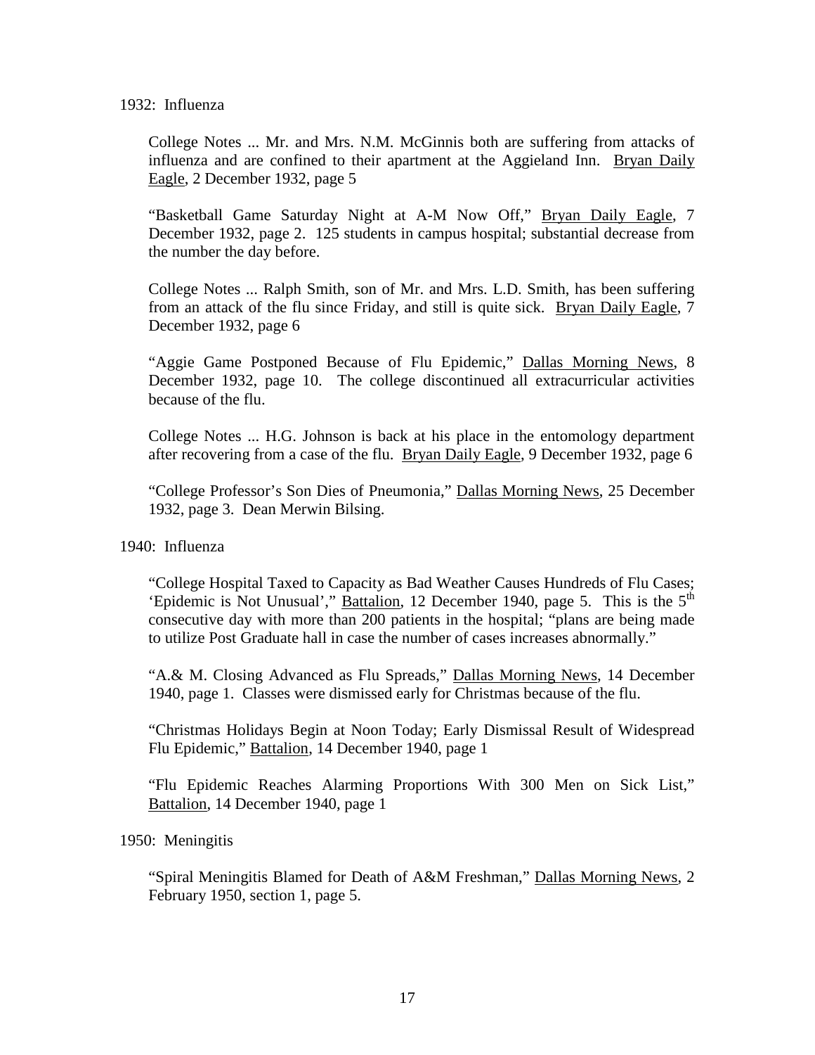1932: Influenza

College Notes ... Mr. and Mrs. N.M. McGinnis both are suffering from attacks of influenza and are confined to their apartment at the Aggieland Inn. Bryan Daily Eagle, 2 December 1932, page 5

"Basketball Game Saturday Night at A-M Now Off," Bryan Daily Eagle, 7 December 1932, page 2. 125 students in campus hospital; substantial decrease from the number the day before.

College Notes ... Ralph Smith, son of Mr. and Mrs. L.D. Smith, has been suffering from an attack of the flu since Friday, and still is quite sick. Bryan Daily Eagle, 7 December 1932, page 6

"Aggie Game Postponed Because of Flu Epidemic," Dallas Morning News, 8 December 1932, page 10. The college discontinued all extracurricular activities because of the flu.

College Notes ... H.G. Johnson is back at his place in the entomology department after recovering from a case of the flu. Bryan Daily Eagle, 9 December 1932, page 6

"College Professor's Son Dies of Pneumonia," Dallas Morning News, 25 December 1932, page 3. Dean Merwin Bilsing.

1940: Influenza

"College Hospital Taxed to Capacity as Bad Weather Causes Hundreds of Flu Cases; 'Epidemic is Not Unusual'," Battalion, 12 December 1940, page 5. This is the 5th consecutive day with more than 200 patients in the hospital; "plans are being made to utilize Post Graduate hall in case the number of cases increases abnormally."

"A.& M. Closing Advanced as Flu Spreads," Dallas Morning News, 14 December 1940, page 1. Classes were dismissed early for Christmas because of the flu.

"Christmas Holidays Begin at Noon Today; Early Dismissal Result of Widespread Flu Epidemic," Battalion, 14 December 1940, page 1

"Flu Epidemic Reaches Alarming Proportions With 300 Men on Sick List," Battalion, 14 December 1940, page 1

1950: Meningitis

"Spiral Meningitis Blamed for Death of A&M Freshman," Dallas Morning News, 2 February 1950, section 1, page 5.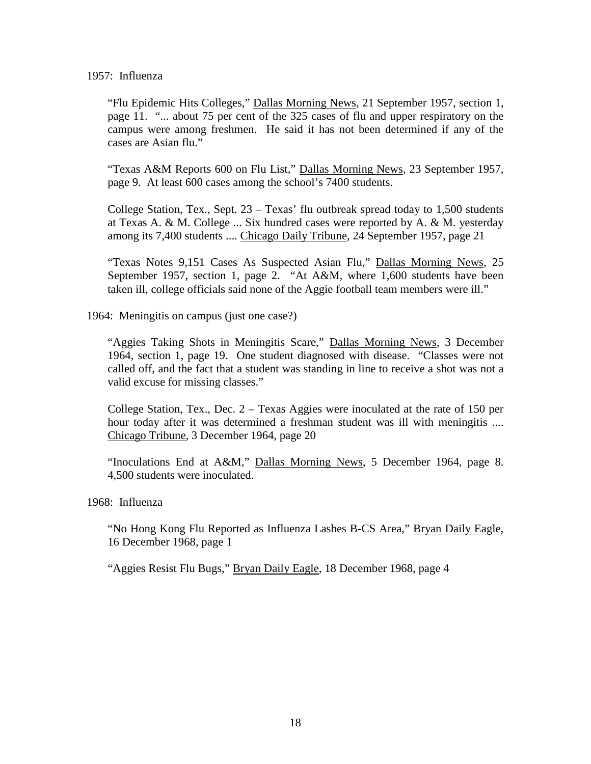1957: Influenza

"Flu Epidemic Hits Colleges," Dallas Morning News, 21 September 1957, section 1, page 11. "... about 75 per cent of the 325 cases of flu and upper respiratory on the campus were among freshmen. He said it has not been determined if any of the cases are Asian flu."

"Texas A&M Reports 600 on Flu List," Dallas Morning News, 23 September 1957, page 9. At least 600 cases among the school's 7400 students.

College Station, Tex., Sept. 23 – Texas' flu outbreak spread today to 1,500 students at Texas A. & M. College ... Six hundred cases were reported by A. & M. yesterday among its 7,400 students .... Chicago Daily Tribune, 24 September 1957, page 21

"Texas Notes 9,151 Cases As Suspected Asian Flu," Dallas Morning News, 25 September 1957, section 1, page 2. "At A&M, where 1,600 students have been taken ill, college officials said none of the Aggie football team members were ill."

1964: Meningitis on campus (just one case?)

"Aggies Taking Shots in Meningitis Scare," Dallas Morning News, 3 December 1964, section 1, page 19. One student diagnosed with disease. "Classes were not called off, and the fact that a student was standing in line to receive a shot was not a valid excuse for missing classes."

College Station, Tex., Dec. 2 – Texas Aggies were inoculated at the rate of 150 per hour today after it was determined a freshman student was ill with meningitis .... Chicago Tribune, 3 December 1964, page 20

"Inoculations End at A&M," Dallas Morning News, 5 December 1964, page 8. 4,500 students were inoculated.

1968: Influenza

"No Hong Kong Flu Reported as Influenza Lashes B-CS Area," Bryan Daily Eagle, 16 December 1968, page 1

"Aggies Resist Flu Bugs," Bryan Daily Eagle, 18 December 1968, page 4